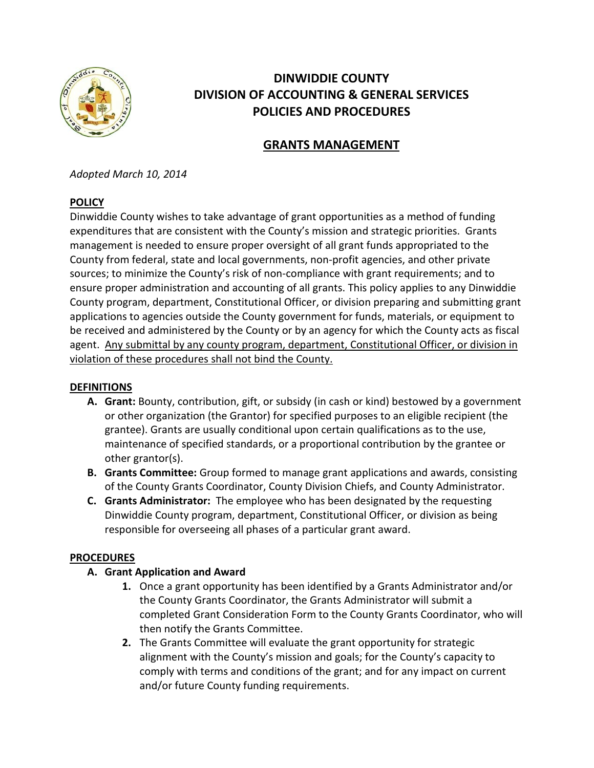# DINWIDDIE COUNTY
# DIVISION OF ACCOUNTING & GENERAL SERVICES
# POLICIES AND PROCEDURES

## GRANTS MANAGEMENT

*Adopted March 10, 2014*

### POLICY

Dinwiddie County wishes to take advantage of grant opportunities as a method of funding expenditures that are consistent with the County's mission and strategic priorities. Grants management is needed to ensure proper oversight of all grant funds appropriated to the County from federal, state and local governments, non-profit agencies, and other private sources; to minimize the County's risk of non-compliance with grant requirements; and to ensure proper administration and accounting of all grants. This policy applies to any Dinwiddie County program, department, Constitutional Officer, or division preparing and submitting grant applications to agencies outside the County government for funds, materials, or equipment to be received and administered by the County or by an agency for which the County acts as fiscal agent. <u>Any submittal by any county program, department, Constitutional Officer, or division in violation of these procedures shall not bind the County.</u>

### DEFINITIONS

- **A. Grant:** Bounty, contribution, gift, or subsidy (in cash or kind) bestowed by a government or other organization (the Grantor) for specified purposes to an eligible recipient (the grantee). Grants are usually conditional upon certain qualifications as to the use, maintenance of specified standards, or a proportional contribution by the grantee or other grantor(s).
- **B. Grants Committee:** Group formed to manage grant applications and awards, consisting of the County Grants Coordinator, County Division Chiefs, and County Administrator.
- **C. Grants Administrator:** The employee who has been designated by the requesting Dinwiddie County program, department, Constitutional Officer, or division as being responsible for overseeing all phases of a particular grant award.

### PROCEDURES

- **A. Grant Application and Award**
  1. Once a grant opportunity has been identified by a Grants Administrator and/or the County Grants Coordinator, the Grants Administrator will submit a completed Grant Consideration Form to the County Grants Coordinator, who will then notify the Grants Committee.
  2. The Grants Committee will evaluate the grant opportunity for strategic alignment with the County's mission and goals; for the County's capacity to comply with terms and conditions of the grant; and for any impact on current and/or future County funding requirements.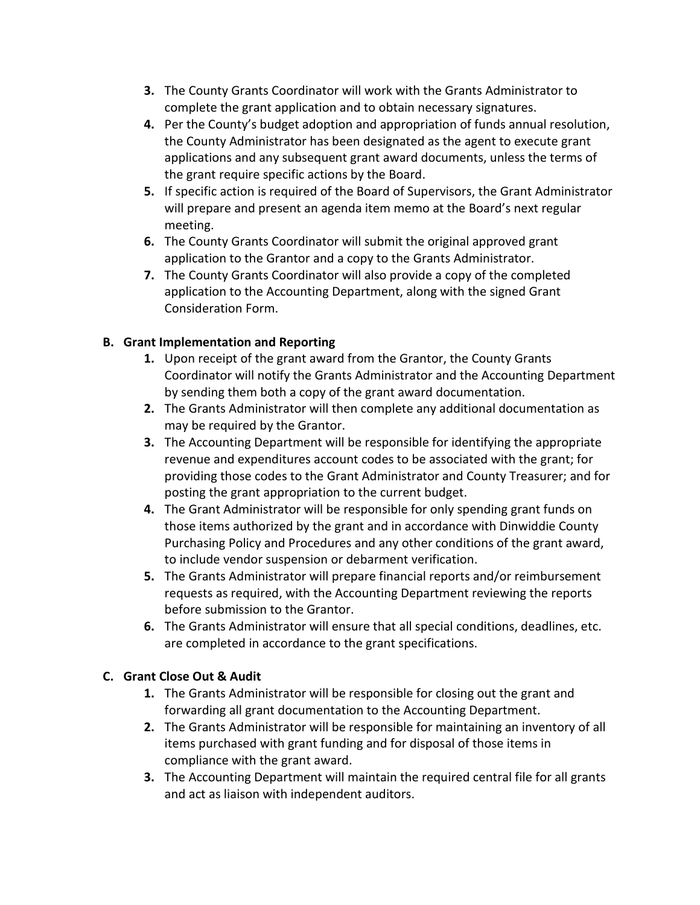3. The County Grants Coordinator will work with the Grants Administrator to complete the grant application and to obtain necessary signatures.
4. Per the County's budget adoption and appropriation of funds annual resolution, the County Administrator has been designated as the agent to execute grant applications and any subsequent grant award documents, unless the terms of the grant require specific actions by the Board.
5. If specific action is required of the Board of Supervisors, the Grant Administrator will prepare and present an agenda item memo at the Board's next regular meeting.
6. The County Grants Coordinator will submit the original approved grant application to the Grantor and a copy to the Grants Administrator.
7. The County Grants Coordinator will also provide a copy of the completed application to the Accounting Department, along with the signed Grant Consideration Form.

### B. Grant Implementation and Reporting

1. Upon receipt of the grant award from the Grantor, the County Grants Coordinator will notify the Grants Administrator and the Accounting Department by sending them both a copy of the grant award documentation.
2. The Grants Administrator will then complete any additional documentation as may be required by the Grantor.
3. The Accounting Department will be responsible for identifying the appropriate revenue and expenditures account codes to be associated with the grant; for providing those codes to the Grant Administrator and County Treasurer; and for posting the grant appropriation to the current budget.
4. The Grant Administrator will be responsible for only spending grant funds on those items authorized by the grant and in accordance with Dinwiddie County Purchasing Policy and Procedures and any other conditions of the grant award, to include vendor suspension or debarment verification.
5. The Grants Administrator will prepare financial reports and/or reimbursement requests as required, with the Accounting Department reviewing the reports before submission to the Grantor.
6. The Grants Administrator will ensure that all special conditions, deadlines, etc. are completed in accordance to the grant specifications.

### C. Grant Close Out & Audit

1. The Grants Administrator will be responsible for closing out the grant and forwarding all grant documentation to the Accounting Department.
2. The Grants Administrator will be responsible for maintaining an inventory of all items purchased with grant funding and for disposal of those items in compliance with the grant award.
3. The Accounting Department will maintain the required central file for all grants and act as liaison with independent auditors.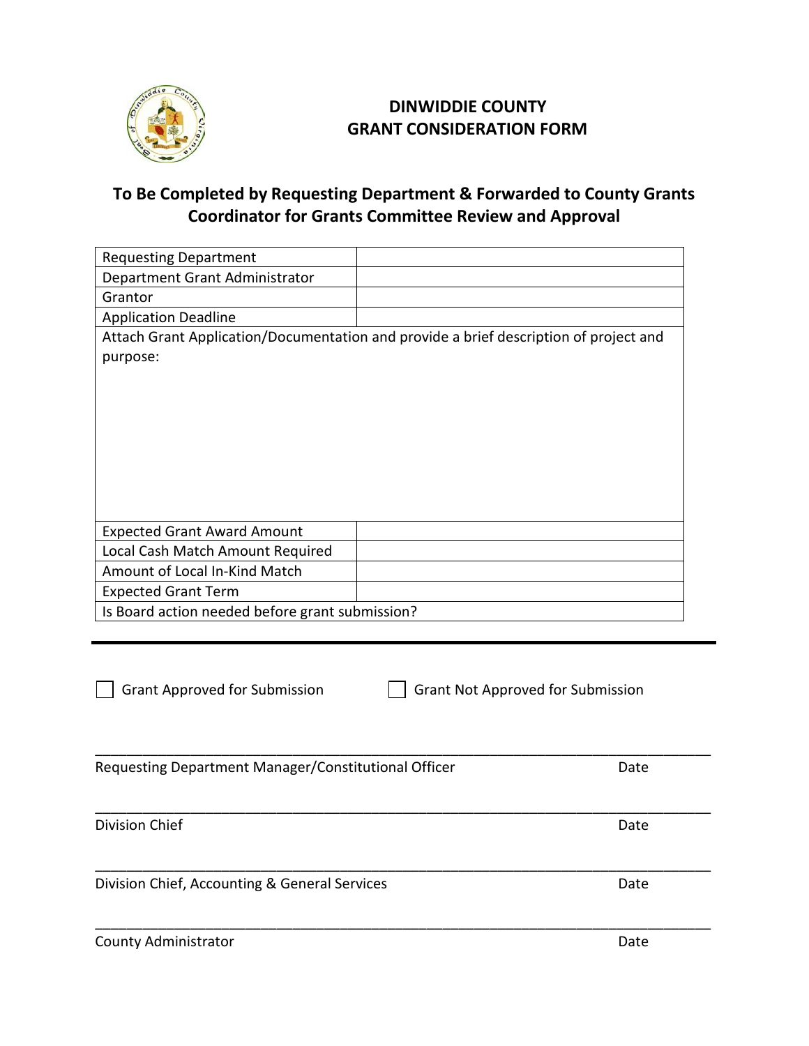# DINWIDDIE COUNTY
# GRANT CONSIDERATION FORM

## To Be Completed by Requesting Department & Forwarded to County Grants Coordinator for Grants Committee Review and Approval

| | |
|---|---|
| Requesting Department | |
| Department Grant Administrator | |
| Grantor | |
| Application Deadline | |
| Attach Grant Application/Documentation and provide a brief description of project and purpose: | |
| Expected Grant Award Amount | |
| Local Cash Match Amount Required | |
| Amount of Local In-Kind Match | |
| Expected Grant Term | |
| Is Board action needed before grant submission? | |

---

☐ Grant Approved for Submission ☐ Grant Not Approved for Submission

______________________________________________________________________________
Requesting Department Manager/Constitutional Officer Date

______________________________________________________________________________
Division Chief Date

______________________________________________________________________________
Division Chief, Accounting & General Services Date

______________________________________________________________________________
County Administrator Date